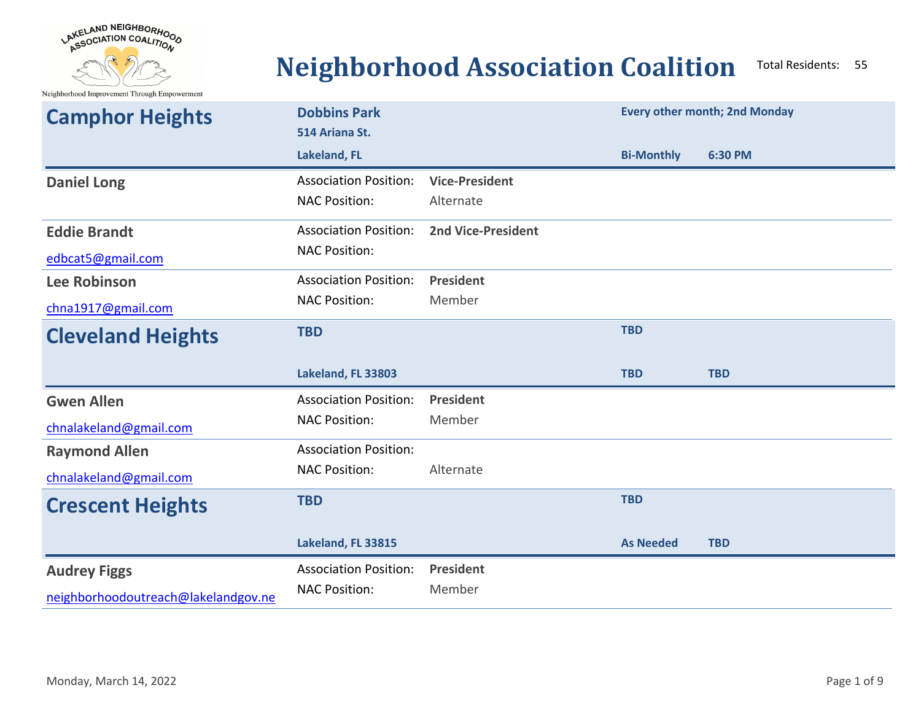# Neighborhood Association Coalition

Total Residents: 55

## Camphor Heights

**Dobbins Park**
**514 Ariana St.**
**Lakeland, FL**

**Every other month; 2nd Monday**
**Bi-Monthly** **6:30 PM**

**Daniel Long**
Association Position: **Vice-President**
NAC Position: Alternate

**Eddie Brandt**
edbcat5@gmail.com
Association Position: **2nd Vice-President**
NAC Position:

**Lee Robinson**
chna1917@gmail.com
Association Position: **President**
NAC Position: Member

## Cleveland Heights

**TBD**
**Lakeland, FL 33803**

**TBD**
**TBD** **TBD**

**Gwen Allen**
chnalakeland@gmail.com
Association Position: **President**
NAC Position: Member

**Raymond Allen**
chnalakeland@gmail.com
Association Position:
NAC Position: Alternate

## Crescent Heights

**TBD**
**Lakeland, FL 33815**

**TBD**
**As Needed** **TBD**

**Audrey Figgs**
neighborhoodoutreach@lakelandgov.ne
Association Position: **President**
NAC Position: Member

Monday, March 14, 2022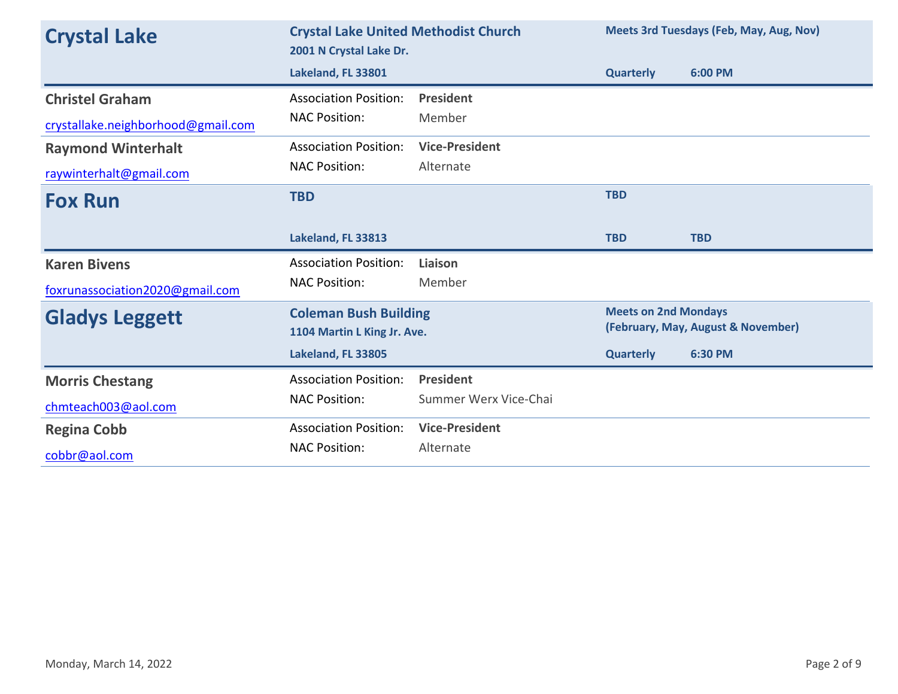## Crystal Lake

**Crystal Lake United Methodist Church**
**2001 N Crystal Lake Dr.**
**Lakeland, FL 33801**

**Meets 3rd Tuesdays (Feb, May, Aug, Nov)**
**Quarterly** **6:00 PM**

| Name | | | |
|---|---|---|---|
| **Christel Graham** | Association Position: | **President** | |
| crystallake.neighborhood@gmail.com | NAC Position: | Member | |
| **Raymond Winterhalt** | Association Position: | **Vice-President** | |
| raywinterhalt@gmail.com | NAC Position: | Alternate | |

## Fox Run

**TBD**
**Lakeland, FL 33813**

**TBD**
**TBD** **TBD**

| Name | | | |
|---|---|---|---|
| **Karen Bivens** | Association Position: | **Liaison** | |
| foxrunassociation2020@gmail.com | NAC Position: | Member | |

## Gladys Leggett

**Coleman Bush Building**
**1104 Martin L King Jr. Ave.**
**Lakeland, FL 33805**

**Meets on 2nd Mondays**
**(February, May, August & November)**
**Quarterly** **6:30 PM**

| Name | | | |
|---|---|---|---|
| **Morris Chestang** | Association Position: | **President** | |
| chmteach003@aol.com | NAC Position: | Summer Werx Vice-Chai | |
| **Regina Cobb** | Association Position: | **Vice-President** | |
| cobbr@aol.com | NAC Position: | Alternate | |

Monday, March 14, 2022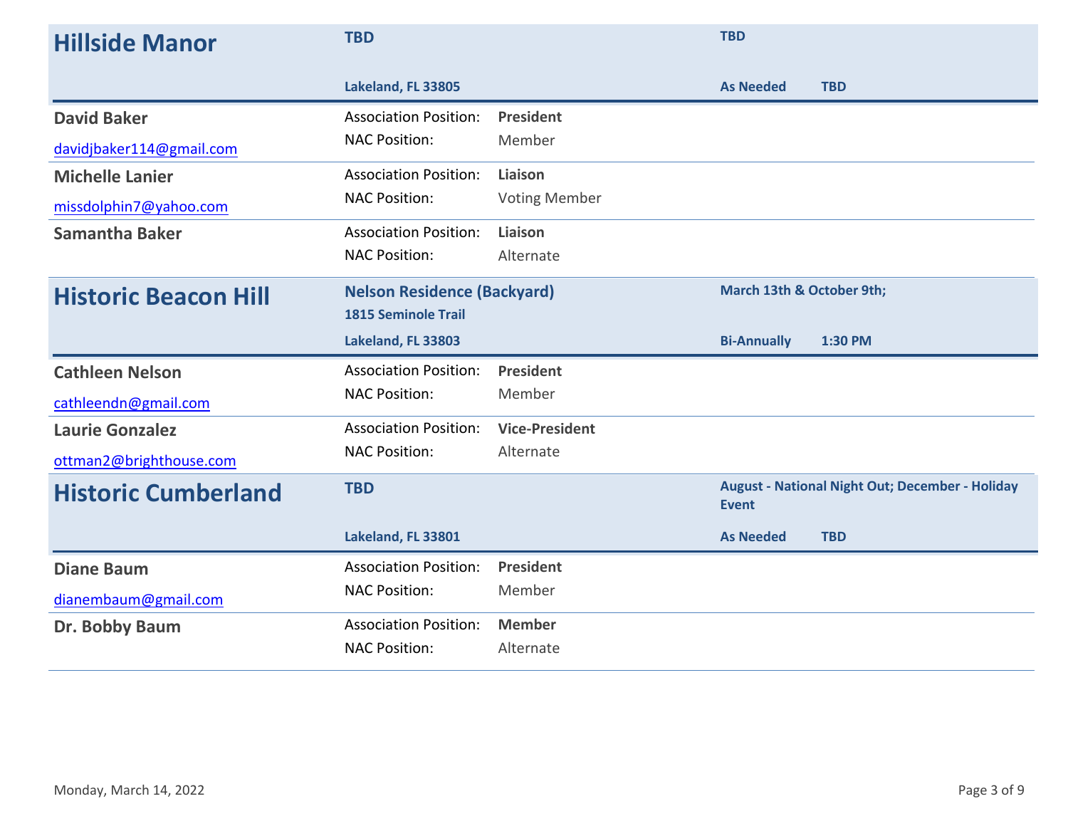## Hillside Manor

**TBD**

**Lakeland, FL 33805**

**TBD**

**As Needed** **TBD**

| Name | | |
|---|---|---|
| **David Baker**<br>davidjbaker114@gmail.com | Association Position: | **President** |
| | NAC Position: | Member |
| **Michelle Lanier**<br>missdolphin7@yahoo.com | Association Position: | **Liaison** |
| | NAC Position: | Voting Member |
| **Samantha Baker** | Association Position: | **Liaison** |
| | NAC Position: | Alternate |

## Historic Beacon Hill

**Nelson Residence (Backyard)**
**1815 Seminole Trail**

**Lakeland, FL 33803**

**March 13th & October 9th;**

**Bi-Annually** **1:30 PM**

| Name | | |
|---|---|---|
| **Cathleen Nelson**<br>cathleendn@gmail.com | Association Position: | **President** |
| | NAC Position: | Member |
| **Laurie Gonzalez**<br>ottman2@brighthouse.com | Association Position: | **Vice-President** |
| | NAC Position: | Alternate |

## Historic Cumberland

**TBD**

**Lakeland, FL 33801**

**August - National Night Out; December - Holiday Event**

**As Needed** **TBD**

| Name | | |
|---|---|---|
| **Diane Baum**<br>dianembaum@gmail.com | Association Position: | **President** |
| | NAC Position: | Member |
| **Dr. Bobby Baum** | Association Position: | **Member** |
| | NAC Position: | Alternate |

Monday, March 14, 2022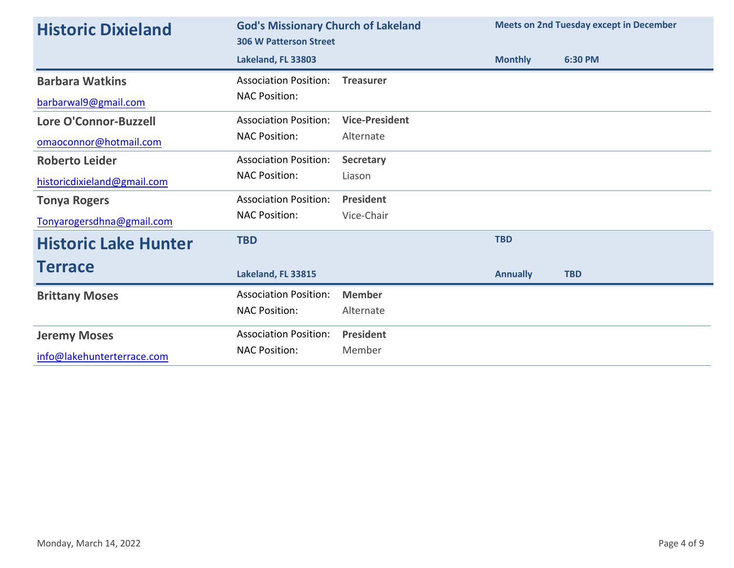## Historic Dixieland

**God's Missionary Church of Lakeland**
**306 W Patterson Street**
**Lakeland, FL 33803**

**Meets on 2nd Tuesday except in December**
**Monthly** **6:30 PM**

| Name | Association Position | NAC Position |
|---|---|---|
| **Barbara Watkins**<br>barbarwal9@gmail.com | **Treasurer** | |
| **Lore O'Connor-Buzzell**<br>omaoconnor@hotmail.com | **Vice-President** | Alternate |
| **Roberto Leider**<br>historicdixieland@gmail.com | **Secretary** | Liason |
| **Tonya Rogers**<br>Tonyarogersdhna@gmail.com | **President** | Vice-Chair |

## Historic Lake Hunter Terrace

**TBD**
**Lakeland, FL 33815**

**TBD**
**Annually** **TBD**

| Name | Association Position | NAC Position |
|---|---|---|
| **Brittany Moses** | **Member** | Alternate |
| **Jeremy Moses**<br>info@lakehunterterrace.com | **President** | Member |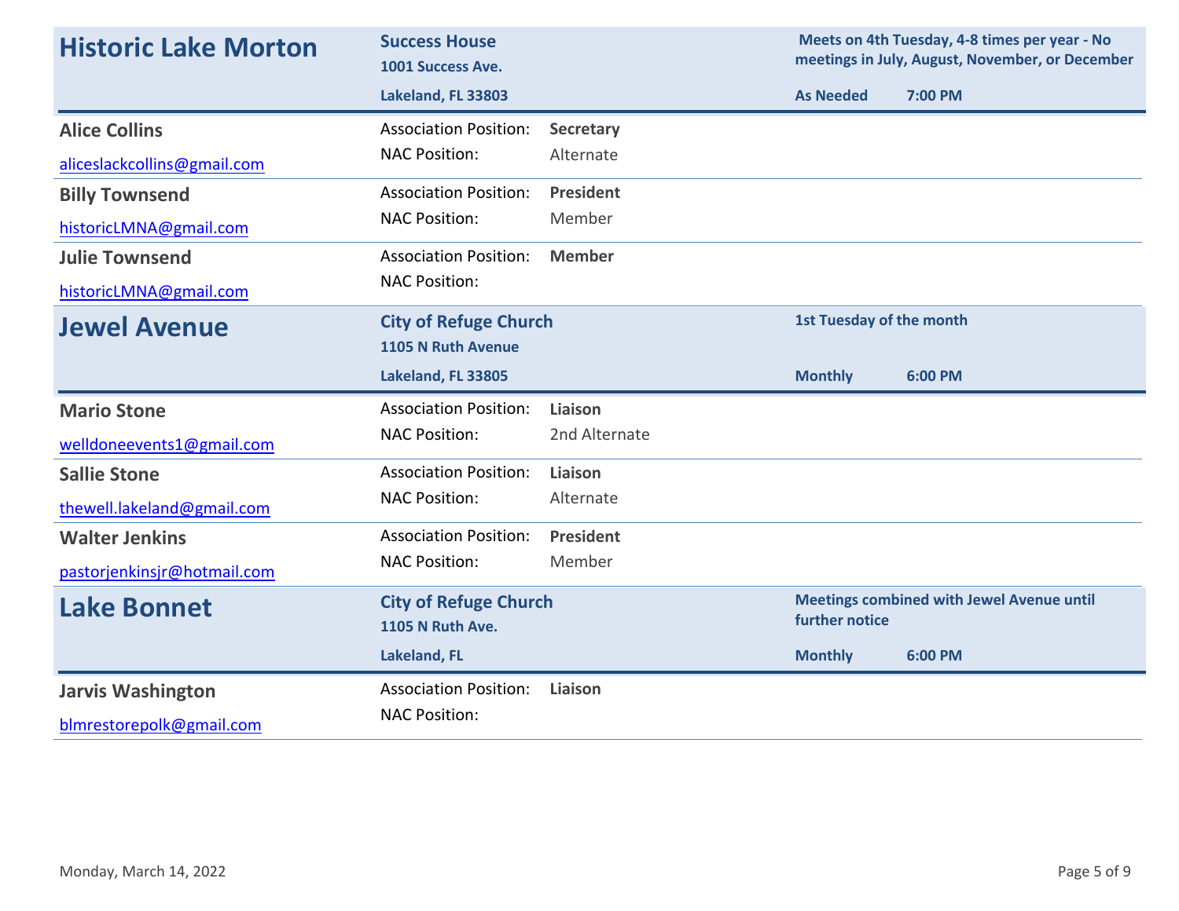## Historic Lake Morton

**Success House**
**1001 Success Ave.**
**Lakeland, FL 33803**

**Meets on 4th Tuesday, 4-8 times per year - No meetings in July, August, November, or December**

**As Needed** **7:00 PM**

| Name | Association Position | NAC Position |
|---|---|---|
| **Alice Collins** aliceslackcollins@gmail.com | **Secretary** | Alternate |
| **Billy Townsend** historicLMNA@gmail.com | **President** | Member |
| **Julie Townsend** historicLMNA@gmail.com | **Member** | |

## Jewel Avenue

**City of Refuge Church**
**1105 N Ruth Avenue**
**Lakeland, FL 33805**

**1st Tuesday of the month**

**Monthly** **6:00 PM**

| Name | Association Position | NAC Position |
|---|---|---|
| **Mario Stone** welldoneevents1@gmail.com | **Liaison** | 2nd Alternate |
| **Sallie Stone** thewell.lakeland@gmail.com | **Liaison** | Alternate |
| **Walter Jenkins** pastorjenkinsjr@hotmail.com | **President** | Member |

## Lake Bonnet

**City of Refuge Church**
**1105 N Ruth Ave.**
**Lakeland, FL**

**Meetings combined with Jewel Avenue until further notice**

**Monthly** **6:00 PM**

| Name | Association Position | NAC Position |
|---|---|---|
| **Jarvis Washington** blmrestorepolk@gmail.com | **Liaison** | |

Monday, March 14, 2022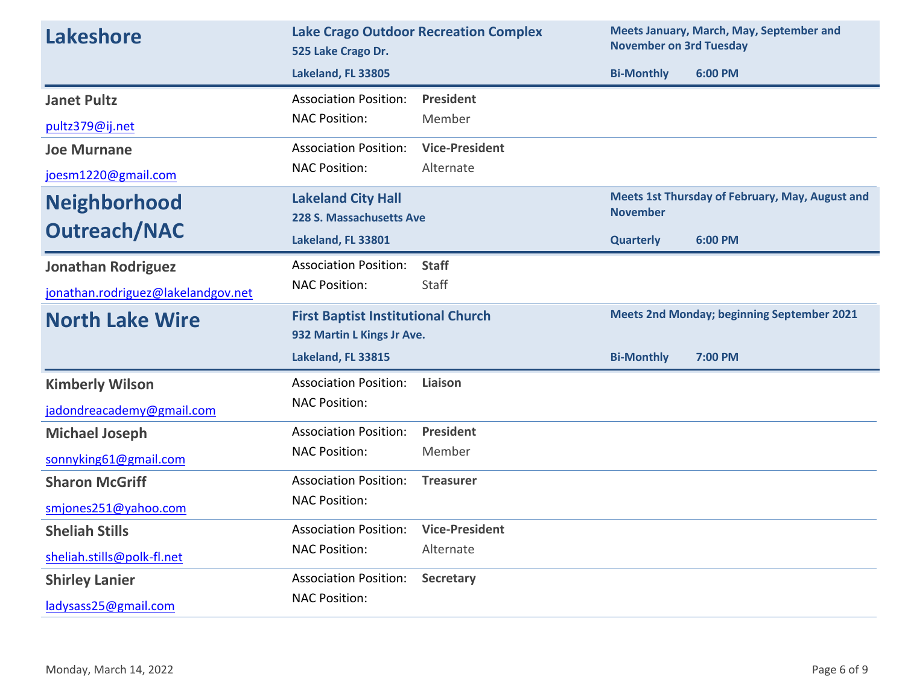## Lakeshore

**Lake Crago Outdoor Recreation Complex**
**525 Lake Crago Dr.**
**Lakeland, FL 33805**

**Meets January, March, May, September and November on 3rd Tuesday**
**Bi-Monthly** **6:00 PM**

**Janet Pultz**
pultz379@ij.net
Association Position: **President**
NAC Position: Member

**Joe Murnane**
joesm1220@gmail.com
Association Position: **Vice-President**
NAC Position: Alternate

## Neighborhood Outreach/NAC

**Lakeland City Hall**
**228 S. Massachusetts Ave**
**Lakeland, FL 33801**

**Meets 1st Thursday of February, May, August and November**
**Quarterly** **6:00 PM**

**Jonathan Rodriguez**
jonathan.rodriguez@lakelandgov.net
Association Position: **Staff**
NAC Position: Staff

## North Lake Wire

**First Baptist Institutional Church**
**932 Martin L Kings Jr Ave.**
**Lakeland, FL 33815**

**Meets 2nd Monday; beginning September 2021**
**Bi-Monthly** **7:00 PM**

**Kimberly Wilson**
jadondreacademy@gmail.com
Association Position: **Liaison**
NAC Position:

**Michael Joseph**
sonnyking61@gmail.com
Association Position: **President**
NAC Position: Member

**Sharon McGriff**
smjones251@yahoo.com
Association Position: **Treasurer**
NAC Position:

**Sheliah Stills**
sheliah.stills@polk-fl.net
Association Position: **Vice-President**
NAC Position: Alternate

**Shirley Lanier**
ladysass25@gmail.com
Association Position: **Secretary**
NAC Position:

Monday, March 14, 2022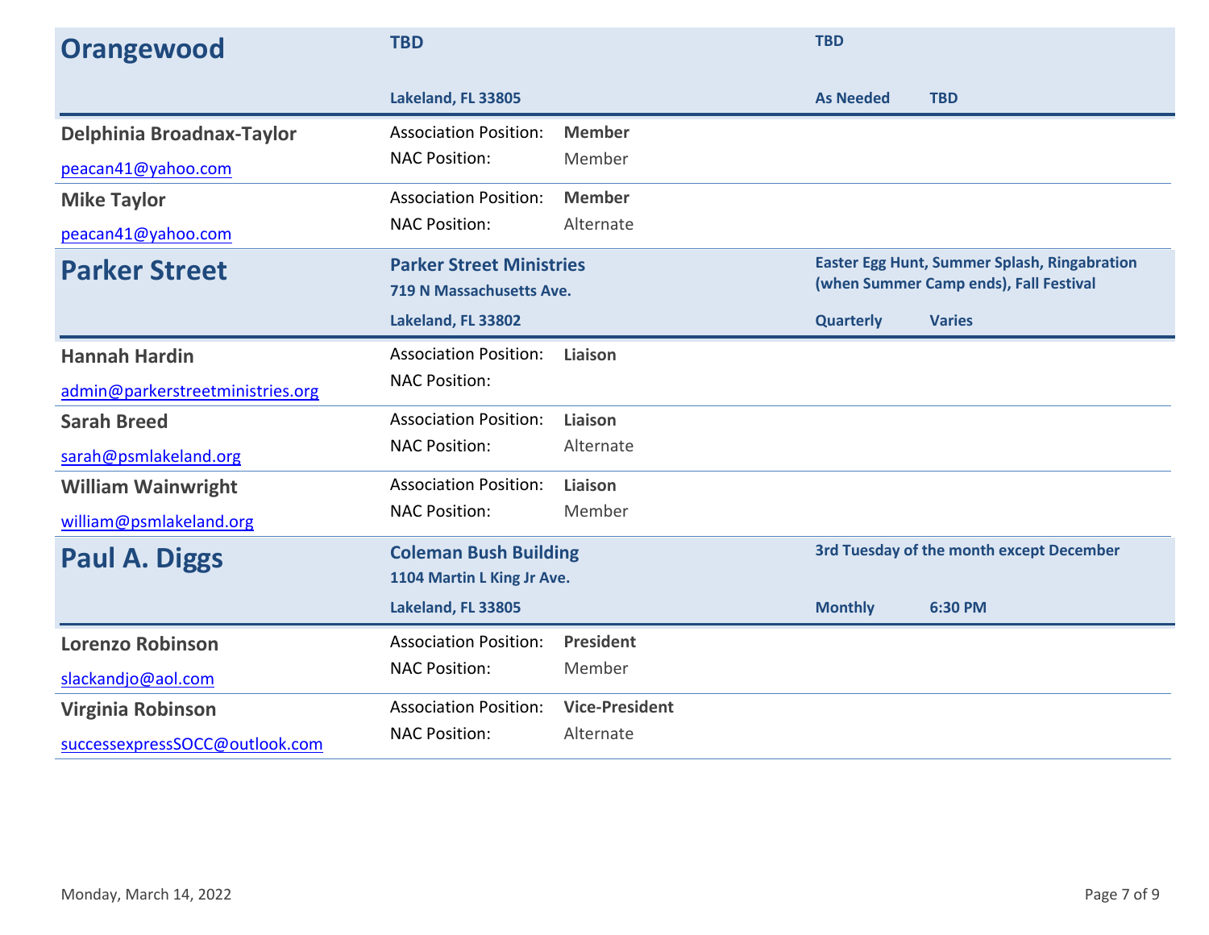## Orangewood

**TBD**

**Lakeland, FL 33805**

**TBD**

**As Needed** **TBD**

**Delphinia Broadnax-Taylor**
peacan41@yahoo.com
Association Position: **Member**
NAC Position: Member

**Mike Taylor**
peacan41@yahoo.com
Association Position: **Member**
NAC Position: Alternate

## Parker Street

**Parker Street Ministries**
**719 N Massachusetts Ave.**
**Lakeland, FL 33802**

**Easter Egg Hunt, Summer Splash, Ringabration (when Summer Camp ends), Fall Festival**

**Quarterly** **Varies**

**Hannah Hardin**
admin@parkerstreetministries.org
Association Position: **Liaison**
NAC Position:

**Sarah Breed**
sarah@psmlakeland.org
Association Position: **Liaison**
NAC Position: Alternate

**William Wainwright**
william@psmlakeland.org
Association Position: **Liaison**
NAC Position: Member

## Paul A. Diggs

**Coleman Bush Building**
**1104 Martin L King Jr Ave.**
**Lakeland, FL 33805**

**3rd Tuesday of the month except December**

**Monthly** **6:30 PM**

**Lorenzo Robinson**
slackandjo@aol.com
Association Position: **President**
NAC Position: Member

**Virginia Robinson**
successexpressSOCC@outlook.com
Association Position: **Vice-President**
NAC Position: Alternate

Monday, March 14, 2022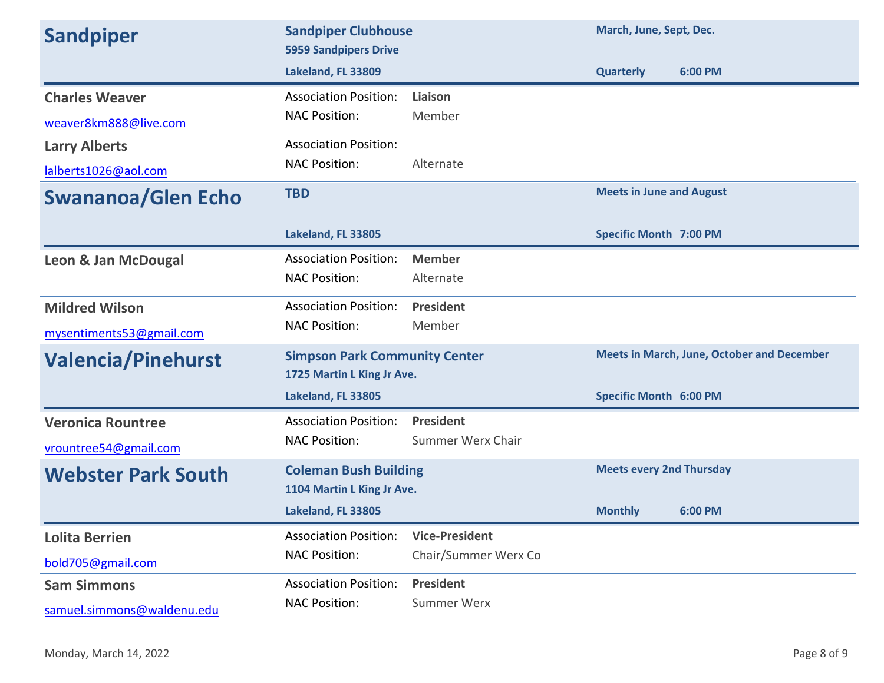## Sandpiper

**Sandpiper Clubhouse**
**5959 Sandpipers Drive**
**Lakeland, FL 33809**

**March, June, Sept, Dec.**
**Quarterly** **6:00 PM**

**Charles Weaver**
weaver8km888@live.com
Association Position: **Liaison**
NAC Position: Member

**Larry Alberts**
lalberts1026@aol.com
Association Position:
NAC Position: Alternate

## Swananoa/Glen Echo

**TBD**
**Lakeland, FL 33805**

**Meets in June and August**
**Specific Month** **7:00 PM**

**Leon & Jan McDougal**
Association Position: **Member**
NAC Position: Alternate

**Mildred Wilson**
mysentiments53@gmail.com
Association Position: **President**
NAC Position: Member

## Valencia/Pinehurst

**Simpson Park Community Center**
**1725 Martin L King Jr Ave.**
**Lakeland, FL 33805**

**Meets in March, June, October and December**
**Specific Month** **6:00 PM**

**Veronica Rountree**
vrountree54@gmail.com
Association Position: **President**
NAC Position: Summer Werx Chair

## Webster Park South

**Coleman Bush Building**
**1104 Martin L King Jr Ave.**
**Lakeland, FL 33805**

**Meets every 2nd Thursday**
**Monthly** **6:00 PM**

**Lolita Berrien**
bold705@gmail.com
Association Position: **Vice-President**
NAC Position: Chair/Summer Werx Co

**Sam Simmons**
samuel.simmons@waldenu.edu
Association Position: **President**
NAC Position: Summer Werx

Monday, March 14, 2022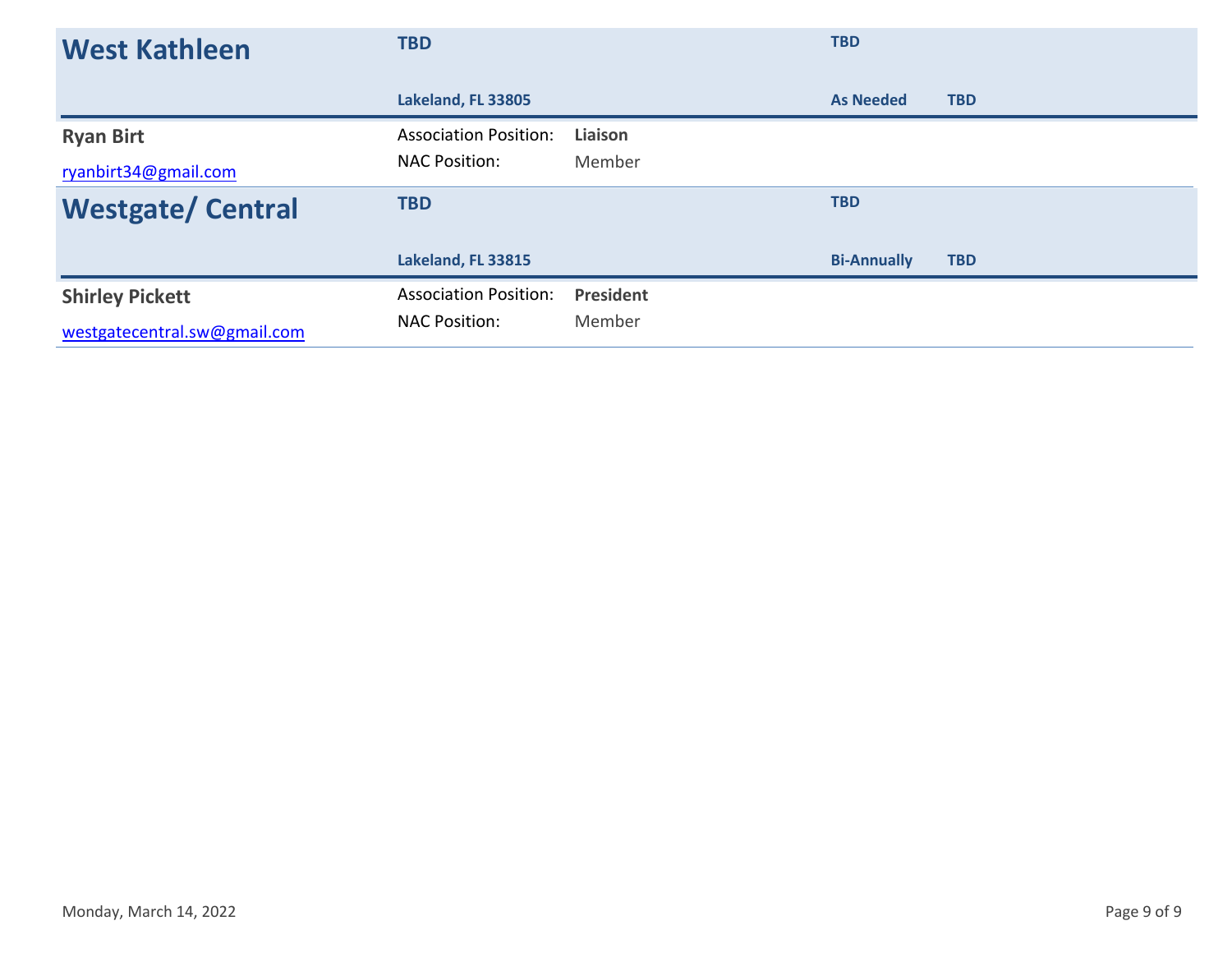## West Kathleen

**TBD**

**Lakeland, FL 33805**

**TBD**

**As Needed** **TBD**

**Ryan Birt**

ryanbirt34@gmail.com

Association Position: **Liaison**
NAC Position: Member

## Westgate/ Central

**TBD**

**Lakeland, FL 33815**

**TBD**

**Bi-Annually** **TBD**

**Shirley Pickett**

westgatecentral.sw@gmail.com

Association Position: **President**
NAC Position: Member

Monday, March 14, 2022